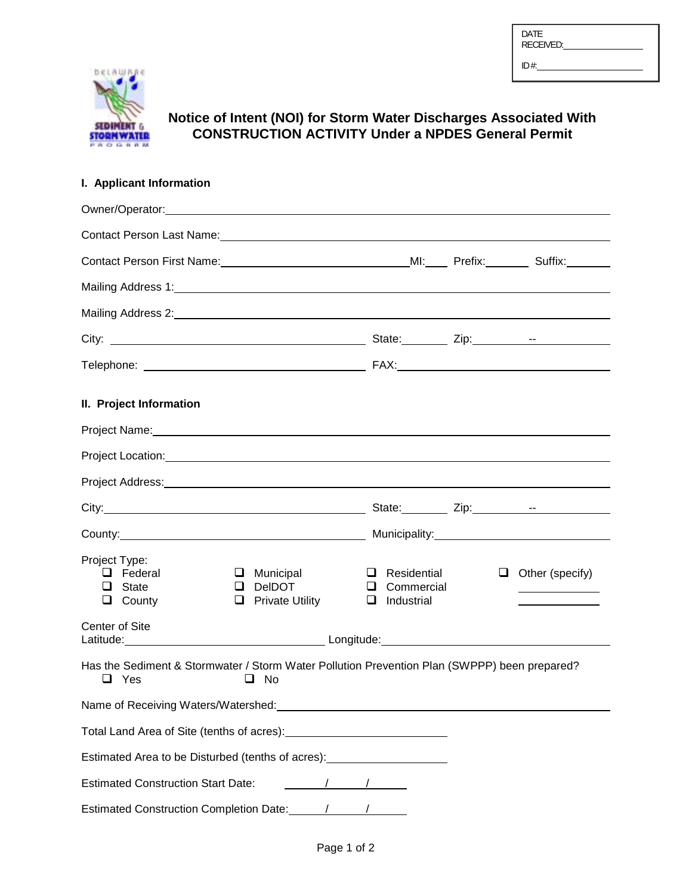| DATE RECEIVED: |
|---|
| ID #: |

# Notice of Intent (NOI) for Storm Water Discharges Associated With CONSTRUCTION ACTIVITY Under a NPDES General Permit

## I. Applicant Information

Owner/Operator: ____________________

Contact Person Last Name: ____________________

Contact Person First Name: ____________________ MI: ____ Prefix: ________ Suffix: ________

Mailing Address 1: ____________________

Mailing Address 2: ____________________

City: ____________________ State: ________ Zip: __________ -- __________

Telephone: ____________________ FAX: ____________________

## II. Project Information

Project Name: ____________________

Project Location: ____________________

Project Address: ____________________

City: ____________________ State: ________ Zip: __________ -- __________

County: ____________________ Municipality: ____________________

Project Type:

- ❑ Federal
- ❑ State
- ❑ County
- ❑ Municipal
- ❑ DelDOT
- ❑ Private Utility
- ❑ Residential
- ❑ Commercial
- ❑ Industrial
- ❑ Other (specify) ____________________

Center of Site
Latitude: ____________________ Longitude: ____________________

Has the Sediment & Stormwater / Storm Water Pollution Prevention Plan (SWPPP) been prepared?
❑ Yes ❑ No

Name of Receiving Waters/Watershed: ____________________

Total Land Area of Site (tenths of acres): ____________________

Estimated Area to be Disturbed (tenths of acres): ____________________

Estimated Construction Start Date: ______ / ______ / ______

Estimated Construction Completion Date: ______ / ______ / ______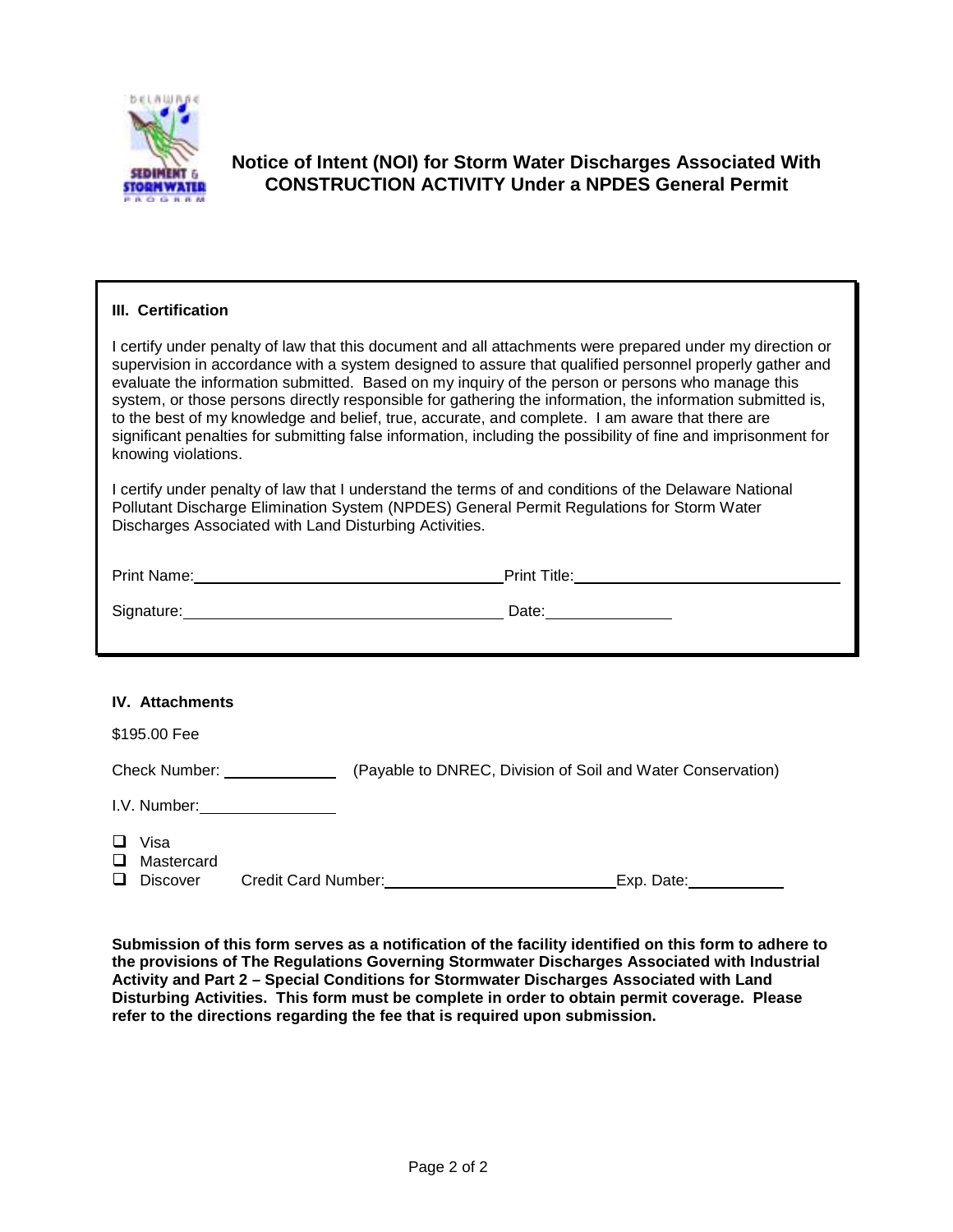# Notice of Intent (NOI) for Storm Water Discharges Associated With CONSTRUCTION ACTIVITY Under a NPDES General Permit

### III. Certification

I certify under penalty of law that this document and all attachments were prepared under my direction or supervision in accordance with a system designed to assure that qualified personnel properly gather and evaluate the information submitted. Based on my inquiry of the person or persons who manage this system, or those persons directly responsible for gathering the information, the information submitted is, to the best of my knowledge and belief, true, accurate, and complete. I am aware that there are significant penalties for submitting false information, including the possibility of fine and imprisonment for knowing violations.

I certify under penalty of law that I understand the terms of and conditions of the Delaware National Pollutant Discharge Elimination System (NPDES) General Permit Regulations for Storm Water Discharges Associated with Land Disturbing Activities.

Print Name: ____________________ Print Title: ____________________

Signature: ____________________ Date: __________

### IV. Attachments

$195.00 Fee

Check Number: __________ (Payable to DNREC, Division of Soil and Water Conservation)

I.V. Number: __________

- ☐ Visa
- ☐ Mastercard
- ☐ Discover

Credit Card Number: ____________________ Exp. Date: __________

**Submission of this form serves as a notification of the facility identified on this form to adhere to the provisions of The Regulations Governing Stormwater Discharges Associated with Industrial Activity and Part 2 – Special Conditions for Stormwater Discharges Associated with Land Disturbing Activities. This form must be complete in order to obtain permit coverage. Please refer to the directions regarding the fee that is required upon submission.**